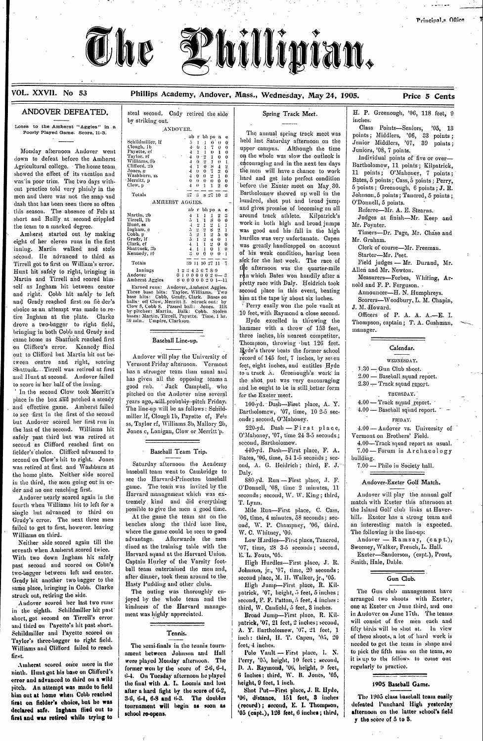# The Phillipian.

VOL. XXVII. No 53 — Phillips Academy, Andover, Mass., Wednesday, May 24, 1905. — Price 5 Cents

## ANDOVER DEFEATED.

Loses to the Amherst "Aggies" in a Poorly Played Game. Score, 11-3.

Monday afternoon Andover went down to defeat before the Amherst Agricultural college. The home team showed the effect of its vacation and was in poor trim. The two days without practice told very plainly in the men and there was not the snap and dash that has been seen there so often this season. The absence of Fels at short and Reilly at second crippled the team to a marked degree.

Amherst started out by making eight of her eleven runs in the first inning. Martin walked and stole second. He advanced to third as Tirrell got to first on William's error. Hunt hit safely to right, bringing in Martin and Tirrell and scored himself as Ingham hit between center and right. Cobb hit safely to left and Grady reached first on fielder's choice as an attempt was made to retire Ingham at the plate. Clarke drove a two-bagger to right field, bringing in both Cobb and Grady and came home as Shattuck reached first on Clifford's error. Kennedy flied out to Clifford but Martin hit out between centre and right, scoring Shattuck. Tirrell was retired at first and Hunt at second. Andover failed to score in her half of the inning.

In the second Clow took Merritt's place in the box and pitched a steady and effective game. Amherst failed to see first in the first of the second but Andover scored her first run in the last of the second. Williams hit safely past third but was retired at second as Clifford reached first on fielder's choice. Clifford advanced to second on Clow's hit to right. Jones was retired at first and Washburn at the home plate. Neither side scored in the third, the men going out in order and no one reaching first.

Andover nearly scored again in the fourth when Williams hit to left for a single but advanced to third on Grady's error. The next three men failed to get to first, however, leaving Williams on third.

Neither side scored again till the seventh when Amherst scored twice. With two down Ingham hit safely past second and scored on Cobb's two-bagger between left and center. Grady hit another two bagger to the same place, bringing in Cobb. Clarke struck out, retiring the side.

Andover scored her last two runs in the eighth. Schildmiller hit past short, got second on Tirrell's error and third on Payette's hit past short. Schildmiller and Payette scored on Taylor's three-bagger to right field. Williams and Clifford failed to reach first.

Amherst scored once more in the ninth. Hunt got his base on Clifford's error and advanced to third on a wild pitch. An attempt was made to field him out at home when Cobb reached first on fielder's choice, but he was declared safe. Ingham flied out to first and was retired while trying to steal second. Cady retired the side by striking out.

ANDOVER.

| | ab | r | bh | po | a | e |
|---|---|---|---|---|---|---|
| Schildmiller, lf | 5 | 1 | 1 | 0 | 0 | 0 |
| Clough, 1b | 4 | 0 | 1 | 7 | 0 | 0 |
| Payette, cf | 4 | 1 | 1 | 0 | 1 | 0 |
| Taylor, rf | 4 | 0 | 2 | 1 | 0 | 0 |
| Williams, 3b | 4 | 0 | 2 | 1 | 0 | 1 |
| Clifford, 2b | 4 | 1 | 0 | 8 | 4 | 2 |
| Jones, c | 4 | 0 | 0 | 7 | 2 | 0 |
| Washburn, ss | 4 | 0 | 0 | 2 | 1 | 0 |
| Merritt, p | 0 | 0 | 0 | 0 | 0 | 0 |
| Clow, p | 4 | 0 | 1 | 1 | 2 | 0 |
| Totals | 37 | 3 | 8 | 27 | 10 | 3 |

AMHERST AGGIES.

| | ab | r | bh | po | a | e |
|---|---|---|---|---|---|---|
| Martin, 2b | 4 | 1 | 1 | 1 | 2 | 3 |
| Tirrell, 1b | 5 | 1 | 1 | 8 | 0 | 0 |
| Hunt, ss | 4 | 2 | 1 | 2 | 1 | 1 |
| Ingham, c | 5 | 2 | 2 | 8 | 2 | 1 |
| Cobb, p | 5 | 2 | 1 | 2 | 5 | 0 |
| Grady, lf | 5 | 1 | 2 | 4 | 0 | 1 |
| Clark, cf | 4 | 1 | 1 | 2 | 0 | 0 |
| Shattuck, 3b | 4 | 1 | 1 | 0 | 1 | 0 |
| Kennedy, rf | 3 | 0 | 0 | 0 | 0 | 1 |
| Totals | 39 | 11 | 10 | 27 | 11 | 7 |

| Innings | 1 | 2 | 3 | 4 | 5 | 6 | 7 | 8 | 9 | |
|---|---|---|---|---|---|---|---|---|---|---|
| Andover | 0 | 1 | 0 | 0 | 0 | 0 | 0 | 2 | 0 | —3 |
| Amherst Aggies | 8 | 0 | 0 | 0 | 0 | 0 | 2 | 0 | 1 | —11 |

Earned runs: Andover, Amherst Aggies. Three base hits: Taylor, Williams. Two base hits: Cobb, Grady, Clark. Bases on balls: off Clow, Merritt 2. Struck out: by Clow 8, Cobb 8. Passed ball: Jones. Hit by pitcher: Martin. Balk: Cobb. Stolen bases: Martin, Tirrell, Payette. Time, 1 hr. 50 min. Umpire, Clarkson.

## Baseball Line-up.

Andover will play the University of Vermont Friday afternoon. Vermont has a stronger team than usual and has given all the opposing teams a good rub. Jack Campbell, who pitched on the Andover nine several years ago, will probably pitch Friday. The line-up will be as follows: Schildmiller lf, Clough 1b, Payette cf, Fels ss, Taylor rf, Williams 3b, Mallory 2b, Jones c, Lanigan, Clow or Merritt p.

## Baseball Team Trip.

Saturday afternoon the Academy baseball team went to Cambridge to see the Harvard-Princeton baseball game. The team was invited by the Harvard management which was extremely kind and did everything possible to give the men a good time.

At the game the team sat on the benches along the third base line, where the game could be seen to good advantage. Afterwards the men dined at the training table with the Harvard squad at the Harvard Union. Captain Hurley of the Varsity football team entertained the men and, after dinner, took them around to the Hasty Pudding and other clubs.

The outing was thoroughly enjoyed by the whole team and the kindness of the Harvard management was highly appreciated.

## Tennis.

The semi-finals in the tennis tournament between Johnson and Hall were played Monday afternoon. The former won by the score of 2-6, 6-4, 6-4. On Tuesday afternoon he played the final with A. L. Loomis and lost after a hard fight by the score of 6-2, 3-6, 6-4, 6-8 and 6-3. The doubles tournament will begin as soon as school re-opens.

## Spring Track Meet.

The annual spring track meet was held last Saturday afternoon on the upper campus. Although the time on the whole was slow the outlook is encouraging and in the next ten days the men will have a chance to work hard and get into perfect condition before the Exeter meet on May 30. Bartholomew showed up well in the hundred, shot put and broad jump and gives promise of becoming an all around track athlete. Kilpatrick's work in both high and broad jumps was good and his fall in the high hurdles was very unfortunate. Capen was greatly handicapped on account of his weak condition, having been sick for the last week. The race of the afternoon was the quarter-mile run which Bates won handily after a pretty race with Daly. Heidrich took second place in this event, beating him at the tape by about six inches.

Perry easily won the pole vault at 10 feet, with Raymond a close second.

Hyde excelled in throwing the hammer with a throw of 153 feet, three inches, his nearest competitor, Thompson, throwing but 126 feet. Hyde's throw beats the former school record of 145 feet, 7 inches, by seven feet, eight inches, and entitles Hyde to a track A. Greenough's work in the shot put was very encouraging and he ought to be in still better form for the Exeter meet.

100-yd. Dash—First place, A. Y. Bartholomew, '07, time, 10 2-5 seconds; second, O'Mahoney.

220-yd. Dash—First place, O'Mahoney, '07, time 24 3-5 seconds; second, Bartholomew.

440-yd. Dash—First place, F. A. Bates, '06, time, 54 1-5 seconds; second, A. G. Heidrich; third, F. J. Daly.

880-yd. Run—First place, J. F. O'Donnell, '08, time 2 minutes, 11 seconds; second, W. W. King; third, T. Lynn.

Mile Run—First place, C. Cass, '06, time, 4 minutes, 58 seconds; second, W. P. Champney, '06, third, W. C. Whitney, '06.

Low Hurdles—First place, Tancred, '07, time, 28 3-5 seconds; second, E. L. Fouts, '05.

High Hurdles—First place, J. R. Johnson, jr., '07, time, 20 seconds; second place, M. H. Walker, jr., '05.

High Jump—First place, R. Kilpatrick, '07, height, 5 feet, 5 inches; second, F. F. Patton, 5 feet, 4 inches; third, W. Canfield, 5 feet, 3 inches.

Broad Jump—First place, R. Kilpatrick, '07, 21 feet, 2 inches; second, A. Y. Bartholomew, '07, 21 feet, 1 inch; third, H. T. Capen, '05, 20 feet, 4 inches.

Pole Vault — First place, I. N. Perry, '05, height, 10 feet; second, D. A. Raymond, '06, height, 9 feet, 6 inches; third, W. B. Jones, '05, height, 9 feet, 1 inch.

Shot Put—First place, J. R. Hyde, '06, distance, 151 feet, 3 inches (record); second, E. I. Thompson, '05 (capt.), 126 feet, 6 inches; third, H. P. Greenough, '06, 118 feet, 9 inches.

Class Points—Seniors, '05, 13 points; Middlers, '06, 33 points; Junior Middlers, '07, 39 points; Juniors, '08, 7 points.

Individual points of five or over—Bartholomew, 11 points; Kilpatrick, 11 points; O'Mahoney, 7 points; Bates, 5 points; Cass, 5 points; Perry, 5 points; Greenough, 6 points; J. R. Johnson, 5 points; Tancred, 5 points; O'Donnell, 5 points.

Referee—Mr. A. E. Stearns.

Judges at finish—Mr. Keep and Mr. Poynter.

Timers—Dr. Page, Mr. Chase and Mr. Graham.

Clerk of course—Mr. Freeman.

Starter—Mr. Peet.

Field judges — Mr. Durand, Mr. Allen and Mr. Newton.

Measurers—Forbes, Whiting, Arnold and F. P. Ferguson.

Announcer—H. N. Humphreys.

Scorers—Woodbury, L. M. Chapin, J. M. Howard.

Officers of P. A. A. A.—E. I. Thompson, captain; T. A. Cushman, manager.

## Calendar.

WEDNESDAY.

1.30 — Gun Club shoot.
2.00 — Baseball squad report.
2.30 — Track squad report.

THURSDAY.

4.00 — Track squad report.
4.00 — Baseball squad report.

FRIDAY.

4.00 — Andover vs. University of Vermont on Brothers' Field.
4.00—Track squad report as usual.
7.00 — Forum in Archaeology building.
7.00 — Philo in Society hall.

## Andover-Exeter Golf Match.

Andover will play the annual golf match with Exeter this afternoon at the Island Golf club links at Haverhill. Exeter has a strong team and an interesting match is expected. The following is the line-up:

Andover — Ramsay, (capt.), Sweeney, Walker, French, L. Hall.

Exeter—Sanderson, (capt.), Prout, Smith, Hale, Dable.

## Gun Club.

The Gun club management have arranged two shoots with Exeter, one at Exeter on June third, and one in Andover on June 17th. The teams will consist of five men each and fifty birds will be shot at. In view of these shoots, a lot of hard work is needed to get the team in shape and to pick the fifth man on the team, so it is up to the fellows to come out regularly to practice.

## 1905 Baseball Game.

The 1905 class baseball team easily defeated Punchard High yesterday afternoon on the latter school's field by the score of 5 to 3.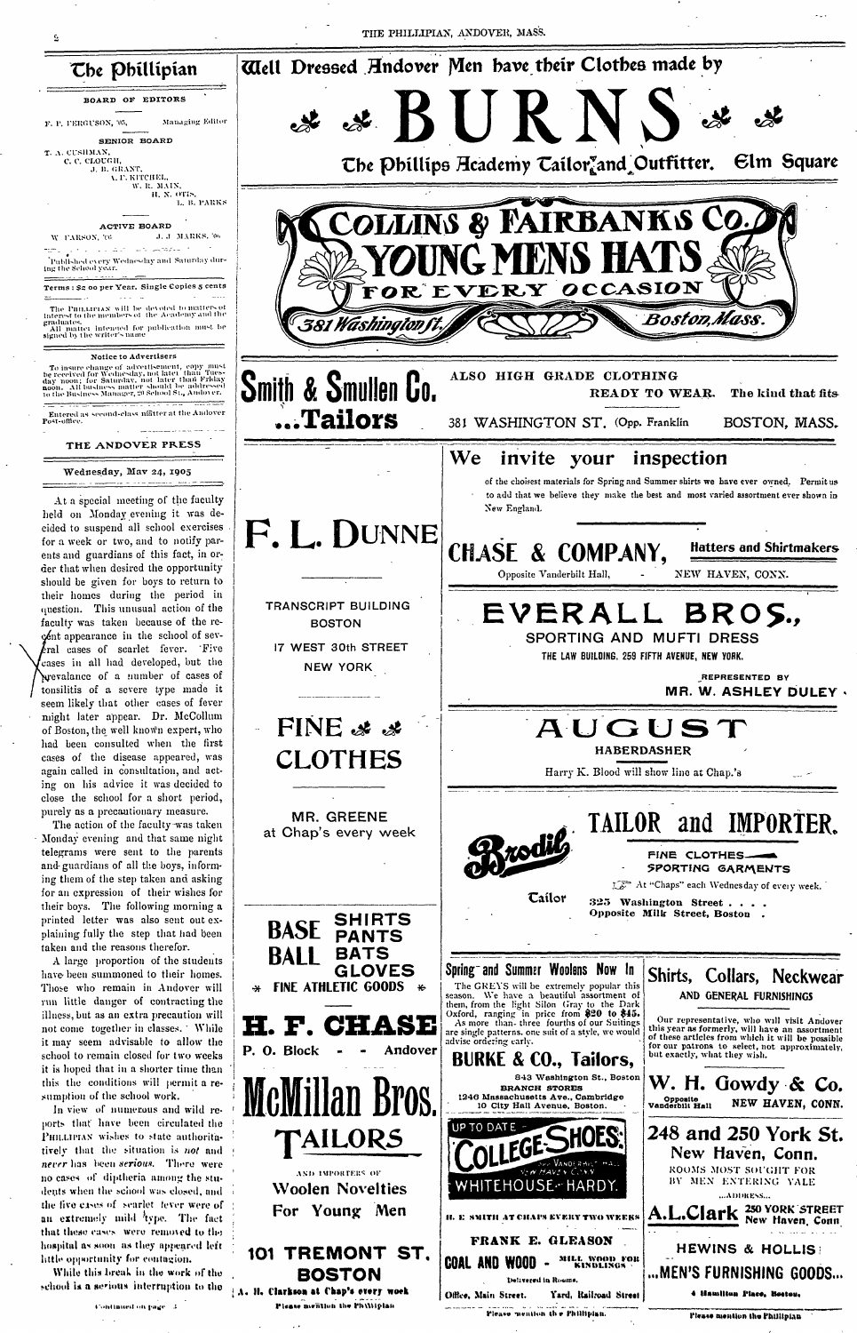# The Phillipian

**BOARD OF EDITORS**

F. P. FERGUSON, '05, Managing Editor

**SENIOR BOARD**

T. A. CUSHMAN,
C. C. CLOUGH,
J. B. GRANT,
A. P. KITCHEL,
W. R. MAIN,
H. N. OTIS,
L. B. PARKS

**ACTIVE BOARD**

W. PARSON, '06 J. J. MARKS, '06

Published every Wednesday and Saturday during the School year.

**Terms: $2 00 per Year. Single Copies 5 cents**

The PHILLIPIAN will be devoted to matters of interest to the members of the Academy and the graduates.

All matter intended for publication must be signed by the writer's name

**Notice to Advertisers**

To insure change of advertisement, copy must be received for Wednesday, not later than Tuesday noon; for Saturday, not later than Friday noon. All business matter should be addressed to the Business Manager, 20 School St., Andover.

Entered as second-class matter at the Andover Post-office.

THE ANDOVER PRESS

Wednesday, May 24, 1905

At a special meeting of the faculty held on Monday evening it was decided to suspend all school exercises for a week or two, and to notify parents and guardians of this fact, in order that when desired the opportunity should be given for boys to return to their homes during the period in question. This unusual action of the faculty was taken because of the recent appearance in the school of several cases of scarlet fever. Five cases in all had developed, but the prevalance of a number of cases of tonsilitis of a severe type made it seem likely that other cases of fever might later appear. Dr. McCollum of Boston, the well known expert, who had been consulted when the first cases of the disease appeared, was again called in consultation, and acting on his advice it was decided to close the school for a short period, purely as a precautionary measure.

The action of the faculty was taken Monday evening and that same night telegrams were sent to the parents and guardians of all the boys, informing them of the step taken and asking for an expression of their wishes for their boys. The following morning a printed letter was also sent out explaining fully the step that had been taken and the reasons therefor.

A large proportion of the students have been summoned to their homes. Those who remain in Andover will run little danger of contracting the illness, but as an extra precaution will not come together in classes. While it may seem advisable to allow the school to remain closed for two weeks it is hoped that in a shorter time than this the conditions will permit a resumption of the school work.

In view of numerous and wild reports that have been circulated the PHILLIPIAN wishes to state authoritatively that the situation is *not* and *never* has been *serious*. There were no cases of diptheria among the students when the school was closed, and the five cases of scarlet fever were of an extremely mild type. The fact that these cases were removed to the hospital as soon as they appeared left little opportunity for contagion.

While this break in the work of the school is a serious interruption to the

Continued on page 3

---

**Well Dressed Andover Men have their Clothes made by**

# BURNS

**The Phillips Academy Tailor and Outfitter. Elm Square**

---

**COLLINS & FAIRBANKS CO.**
**YOUNG MENS HATS**
**FOR EVERY OCCASION**
381 Washington St. Boston, Mass.

---

**Smith & Smullen Co. ...Tailors**

ALSO HIGH GRADE CLOTHING READY TO WEAR. The kind that fits

381 WASHINGTON ST. (Opp. Franklin BOSTON, MASS.

---

# F. L. DUNNE

TRANSCRIPT BUILDING
BOSTON

17 WEST 30th STREET
NEW YORK

**FINE CLOTHES**

MR. GREENE
at Chap's every week

---

**We invite your inspection**

of the choicest materials for Spring and Summer shirts we have ever owned. Permit us to add that we believe they make the best and most varied assortment ever shown in New England.

**CHASE & COMPANY,** Hatters and Shirtmakers

Opposite Vanderbilt Hall, - NEW HAVEN, CONN.

---

**EVERALL BROS.,**

SPORTING AND MUFTI DRESS

THE LAW BUILDING. 259 FIFTH AVENUE, NEW YORK.

REPRESENTED BY
MR. W. ASHLEY DULEY

---

**AUGUST**

HABERDASHER

Harry K. Blood will show line at Chap.'s

---

**Brodie** Tailor

**TAILOR and IMPORTER.**

FINE CLOTHES
SPORTING GARMENTS

At "Chaps" each Wednesday of every week.

325 Washington Street . . . .
Opposite Milk Street, Boston .

---

**BASE BALL** SHIRTS PANTS BATS GLOVES

FINE ATHLETIC GOODS

**H. F. CHASE**

P. O. Block - - Andover

---

**Spring and Summer Woolens Now In**

The GREYS will be extremely popular this season. We have a beautiful assortment of them, from the light Silon Gray to the Dark Oxford, ranging in price from $20 to $45.
As more than three fourths of our Suitings are single patterns, one suit of a style, we would advise ordering early.

**BURKE & CO., Tailors,**

843 Washington St., Boston
BRANCH STORES
1246 Massachusetts Ave., Cambridge
10 City Hall Avenue, Boston.

---

**Shirts, Collars, Neckwear**

AND GENERAL FURNISHINGS

Our representative, who will visit Andover this year as formerly, will have an assortment of these articles from which it will be possible for our patrons to select, not approximately, but exactly, what they wish.

**W. H. Gowdy & Co.**

Opposite Vanderbilt Hall NEW HAVEN, CONN.

---

**McMillan Bros.**

**TAILORS**

AND IMPORTERS OF

Woolen Novelties

For Young Men

**101 TREMONT ST. BOSTON**

A. H. Clarkson at Chap's every week

Please mention the Phillipian

---

UP TO DATE
**COLLEGE SHOES**
VANDERBILT HALL, NEW HAVEN CONN.
WHITEHOUSE - HARDY.

H. E. SMITH AT CHAP'S EVERY TWO WEEKS

---

**248 and 250 York St.**
**New Haven, Conn.**

ROOMS MOST SOUGHT FOR BY MEN ENTERING YALE

...ADDRESS...

**A.L.Clark** 250 YORK STREET New Haven, Conn

---

**FRANK E. GLEASON**

**COAL AND WOOD** - MILL WOOD FOR KINDLINGS

Delivered in Rooms.

Office, Main Street. Yard, Railroad Street

Please mention the Phillipian.

---

**HEWINS & HOLLIS**

**...MEN'S FURNISHING GOODS...**

4 Hamilton Place, Boston.

Please mention the Phillipian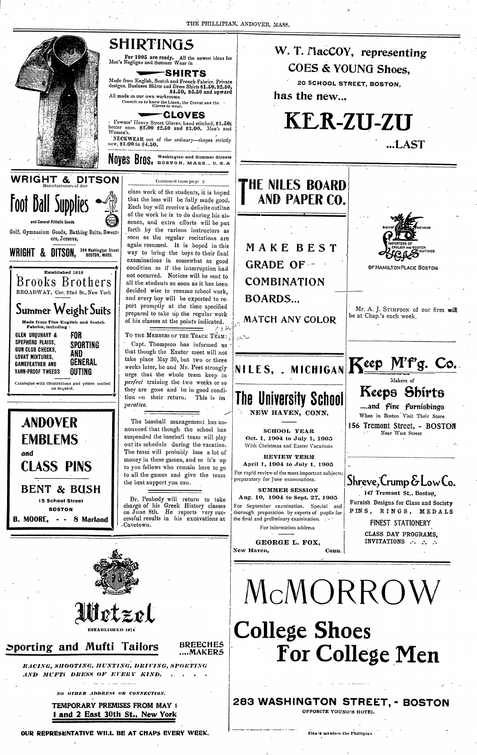## SHIRTINGS

For 1905 are ready. All the newest ideas for Men's Negligee and Summer Wear in

### SHIRTS

Made from English, Scotch and French Fabrics. Private designs. Business Shirts and Dress Shirts $1.50, $2.50, $4.50, $5.50 and upward

All made in our own workrooms.

Consult us to know the Linen, the Cravat and the Gloves to wear.

### GLOVES

Fownes' Heavy Street Gloves, hand stitched, $1.50; better ones, $2.00 $2.50 and $3.00. Men's and Women's.

NECKWEAR out of the ordinary—shapes strictly new, $1.00 to $4.50.

**Noyes Bros,** Washington and Summer Streets BOSTON, MASS., U. S. A

---

## W. T. MacCOY, representing COES & YOUNG Shoes,

20 SCHOOL STREET, BOSTON,

has the new...

# KER-ZU-ZU

...LAST

---

## WRIGHT & DITSON

Manufacturers of fine

# Foot Ball Supplies

and General Athletic Goods

Golf, Gymnasium Goods, Bathing Suits, Sweaters, Jerseys,

**WRIGHT & DITSON,** 344 Washington Street BOSTON, MASS.

---

Established 1818

## Brooks Brothers

BROADWAY, Cor. 22nd St., New York

## Summer Weight Suits

**Made from Fine English and Scotch Fabrics, including:**

GLEN URQUHART & SPEPHERD PLAIDS, GUN CLUB CHECKS, LOVAT MIXTURES, GAMEFEATHER AND YARN-PROOF TWEEDS — FOR SPORTING AND GENERAL OUTING

Catalogue with illustrations and prices mailed on request.

---

# ANDOVER EMBLEMS and CLASS PINS

## BENT & BUSH

15 School Street

BOSTON

B. MOORE, - - 8 Marland

---

Continued from page 2

class work of the students, it is hoped that the loss will be fully made good. Each boy will receive a definite outline of the work he is to do during his absence, and extra efforts will be put forth by the various instructors as soon as the regular recitations are again resumed. It is hoped in this way to bring the boys to their final examinations in somewhat as good condition as if the interruption had not occurred. Notices will be sent to all the students so soon as it has been decided wise to resume school work, and every boy will be expected to report promptly at the time specified prepared to take up the regular work of his classes at the points indicated.

To THE MEMBERS OF THE TRACK TEAM:

Capt. Thompson has informed us that though the Exeter meet will not take place May 30, but two or three weeks later, he and Mr. Peet strongly urge that the whole team keep in *perfect* training the two weeks or so they are gone and be in good condition on their return. This is *imperative.*

The baseball management has announced that though the school has suspended the baseball team will play out its schedule during the vacation. The team will probably lose a lot of money in these games, and so it's up to you fellows who remain here to go to all the games and give the team the best support you can.

Dr. Peabody will return to take charge of his Greek History classes on June 8th. He reports very successful results in his excavations at Cavetown.

---

# THE NILES BOARD AND PAPER CO.

MAKE BEST GRADE OF COMBINATION BOARDS...

MATCH ANY COLOR

NILES, . MICHIGAN

---

SIGN OF THE HOUSE — IMPORTERS OF ENGLISH AND SCOTCH SUITINGS.

OF HAMILTON PLACE BOSTON

Mr. A. J. STIMPSON of our firm will be at Chap.'s each week.

---

# Keep M'f'g. Co.

Makers of

## Keeps Shirts

....and fine furnishings

When in Boston Visit Their Store

**156 Tremont Street, - BOSTON**

Near West Street

---

# The University School

NEW HAVEN, CONN.

**SCHOOL YEAR**

Oct. 1, 1904 to July 1, 1905

With Christmas and Easter Vacations

**REVIEW TERM**

April 1, 1904 to July 1, 1905

For rapid review of the most important subjects; preparatory for June examinations.

**SUMMER SESSION**

Aug. 10, 1904 to Sept. 27, 1905

For September examination. Special and thorough preparation by experts of pupils for the final and preliminary examination.

For information address

**GEORGE L. FOX,**

New Haven, Conn.

---

# Shreve, Crump & Low Co.

147 Tremont St., Boston,

Furnish Designs for Class and Society PINS, RINGS, MEDALS

FINEST STATIONERY

CLASS DAY PROGRAMS, INVITATIONS

---

# Wetzel

ESTABLISHED 1874

## Sporting and Mufti Tailors — BREECHES ....MAKERS

*RACING, SHOOTING, HUNTING, DRIVING, SPORTING AND MUFTI DRESS OF EVERY KIND.*

*NO OTHER ADDRESS OR CONNECTION.*

**TEMPORARY PREMISES FROM MAY 1**

**1 and 2 East 30th St., New York**

**OUR REPRESENTATIVE WILL BE AT CHAPS EVERY WEEK.**

---

# McMORROW

# College Shoes For College Men

**283 WASHINGTON STREET, - BOSTON**

OPPOSITE YOUNG'S HOTEL

Please mention the Phillipian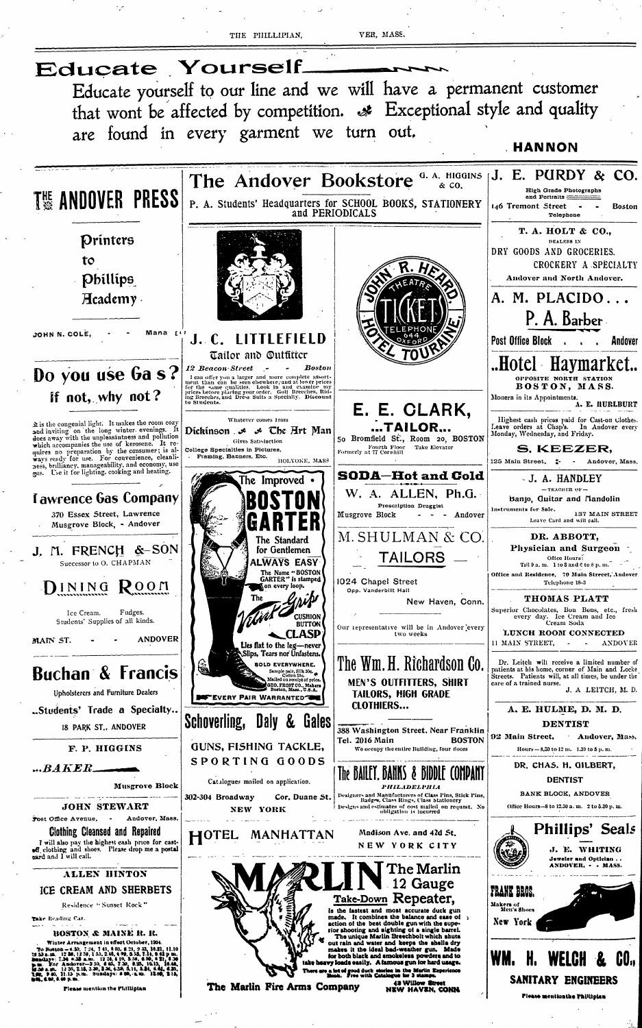# Educate Yourself

Educate yourself to our line and we will have a permanent customer that wont be affected by competition. Exceptional style and quality are found in every garment we turn out.

**HANNON**

---

## THE ANDOVER PRESS

Printers to Phillips Academy

JOHN N. COLE, - - Manager

---

## Do you use Gas?

### If not, why not?

It is the congenial light. It makes the room cozy and inviting on the long winter evenings. It does away with the unpleasantness and pollution which accompanies the use of kerosene. It requires no preparation by the consumer; is always ready for use. For convenience, cleanliness, brilliancy, manageability, and economy, use gas. Use it for lighting, cooking and heating.

## Lawrence Gas Company

370 Essex Street, Lawrence
Musgrove Block, - Andover

---

## J. M. FRENCH & SON

Successor to O. CHAPMAN

## DINING ROOM

Ice Cream. Fudges.
Students' Supplies of all kinds.

MAIN ST. - - ANDOVER

---

## Buchan & Francis

Upholsterers and Furniture Dealers

..Students' Trade a Specialty..

18 PARK ST., ANDOVER

---

**F. P. HIGGINS**

...BAKER

Musgrove Block

---

**JOHN STEWART**

Post Office Avenue, - Andover, Mass.

**Clothing Cleansed and Repaired**

I will also pay the highest cash price for cast-off clothing and shoes. Please drop me a postal card and I will call.

---

**ALLEN HINTON**

**ICE CREAM AND SHERBETS**

Residence "Sunset Rock"

Take Reading Car.

---

**BOSTON & MAINE R. R.**

Winter Arrangement in effect October, 1904.

To Boston—6.30, 7.24, 7.41, 8.03, 8.21, 9.33, 10.21, 11.10 a.m. 12.36, 12.59, 1.55, 2.46, 4.00, 5.53, 7.14, 9.42 p.m. Sundays: 7.36, 8.33 a.m. 12.24, 4.10, 5.58, 6.00, 8.21, 8.30 p.m. For Andover—3.50, 6.05, 7.30, 8.25, 10.15, 10.48, a.m. 12.25, 2.18, 3.30, 3.56, 4.50, 5.14, 5.34, 6.02, 6.35, 7.00, 9.40, 11.15 p.m. Sundays: 8.00, a.m. 12.00, 2.15, 6.00, 6.40, 8.40 p.m.

Please mention the Phillipian

---

## The Andover Bookstore

G. A. HIGGINS & CO.

P. A. Students' Headquarters for SCHOOL BOOKS, STATIONERY and PERIODICALS

---

## J. C. LITTLEFIELD

Tailor and Outfitter

12 Beacon Street - - Boston

I can offer you a larger and more complete assortment than can be seen elsewhere, and at lower prices for the same qualities. Look in and examine my prices before placing your order. Golf Breeches, Riding Breeches, and Dress Suits a Specialty. Discount to Students.

---

Whatever comes from

**Dickinson The Art Man**

Gives Satisfaction

College Specialties in Pictures, Framing, Banners, Etc. HOLYOKE, MASS

---

JOHN R. HEARD — THEATRE TICKETS — TELEPHONE 644 OXFORD — HOTEL TOURAINE

---

## E. E. CLARK,

### ...TAILOR...

50 Bromfield St., Room 20, BOSTON

Fourth Floor Take Elevator

Formerly at 77 Cornhill

---

## The Improved BOSTON GARTER

The Standard for Gentlemen

ALWAYS EASY

The Name "BOSTON GARTER" is stamped on every loop.

The Velvet Grip CUSHION BUTTON CLASP

Lies flat to the leg—never Slips, Tears nor Unfastens.

SOLD EVERYWHERE.

Sample pair, Silk 50c., Cotton 25c. Mailed on receipt of price. GEO. FROST CO., Makers Boston, Mass., U.S.A.

EVERY PAIR WARRANTED

---

## SODA—Hot and Cold

**W. A. ALLEN, Ph.G.**

Prescription Druggist

Musgrove Block - - - Andover

---

## M. SHULMAN & CO.

### TAILORS

1024 Chapel Street
Opp. Vanderbilt Hall

New Haven, Conn.

Our representative will be in Andover every two weeks

---

## Schoverling, Daly & Gales

GUNS, FISHING TACKLE,
SPORTING GOODS

Catalogues mailed on application.

302-304 Broadway Cor. Duane St.
NEW YORK

---

## The Wm. H. Richardson Co.

MEN'S OUTFITTERS, SHIRT TAILORS, HIGH GRADE CLOTHIERS...

388 Washington Street, Near Franklin
Tel. 2016 Main BOSTON

We occupy the entire Building, four floors

---

## The BAILEY, BANKS & BIDDLE COMPANY

*PHILADELPHIA*

Designers and Manufacturers of Class Pins, Stick Pins, Badges, Class Rings, Class Stationery
Designs and estimates of cost mailed on request. No obligation is incurred

---

## HOTEL MANHATTAN

Madison Ave. and 42d St.
NEW YORK CITY

---

## MARLIN

## The Marlin 12 Gauge Take-Down Repeater,

is the fastest and most accurate duck gun made. It combines the balance and ease of action of the best double gun with the superior shooting and sighting of a single barrel. The unique Marlin Breechbolt which shuts out rain and water and keeps the shells dry makes it the ideal bad-weather gun. Made for both black and smokeless powders and to take heavy loads easily. A famous gun for hard usage.

There are a lot of good duck stories in the Marlin Experience Book. Free with Catalogue for 3 stamps.

**The Marlin Fire Arms Company** 42 Willow Street NEW HAVEN, CONN.

---

## J. E. PURDY & CO.

High Grade Photographs and Portraits

146 Tremont Street - - Boston

Telephone

---

**T. A. HOLT & CO.,**

DEALERS IN

DRY GOODS AND GROCERIES.

CROCKERY A SPECIALTY

Andover and North Andover.

---

## A. M. PLACIDO...

## P. A. Barber

Post Office Block . . . Andover

---

## ..Hotel Haymarket..

OPPOSITE NORTH STATION
BOSTON, MASS.

Modern in its Appointments.

A. E. HURLBURT

---

Highest cash prices paid for Cast-off Clothes. Leave orders at Chap's. In Andover every Monday, Wednesday, and Friday.

## S. KEEZER,

125 Main Street, - - Andover, Mass.

---

**J. A. HANDLEY**

—TEACHER OF—

Banjo, Guitar and Mandolin

Instruments for Sale. 137 MAIN STREET

Leave Card and will call.

---

**DR. ABBOTT,**

**Physician and Surgeon**

Office Hours:
Till 9 a. m. 1 to 3 and 7 to 8 p. m.

Office and Residence, 70 Main Street, Andover

Telephone 18-3

---

**THOMAS PLATT**

Superior Chocolates, Bon Bons, etc., fresh every day. Ice Cream and Ice Cream Soda

LUNCH ROOM CONNECTED

11 MAIN STREET, - - ANDOVER

---

Dr. Leitch will receive a limited number of patients at his home, corner of Main and Locke Streets. Patients will, at all times, be under the care of a trained nurse.

J. A. LEITCH, M. D.

---

**A. E. HULME, D. M. D.**

**DENTIST**

92 Main Street, Andover, Mass.

Hours—8.30 to 12 m. 1.30 to 5 p. m.

---

**DR. CHAS. H. GILBERT,**

**DENTIST**

BANK BLOCK, ANDOVER

Office Hours—8 to 12.30 a. m. 2 to 5.30 p. m.

---

## Phillips' Seals

**J. E. WHITING**

Jeweler and Optician . .
ANDOVER, - - MASS.

---

**FRANK BROS.**

Makers of Men's Shoes

New York

---

## WM. H. WELCH & CO.,

**SANITARY ENGINEERS**

Please mention the Phillipian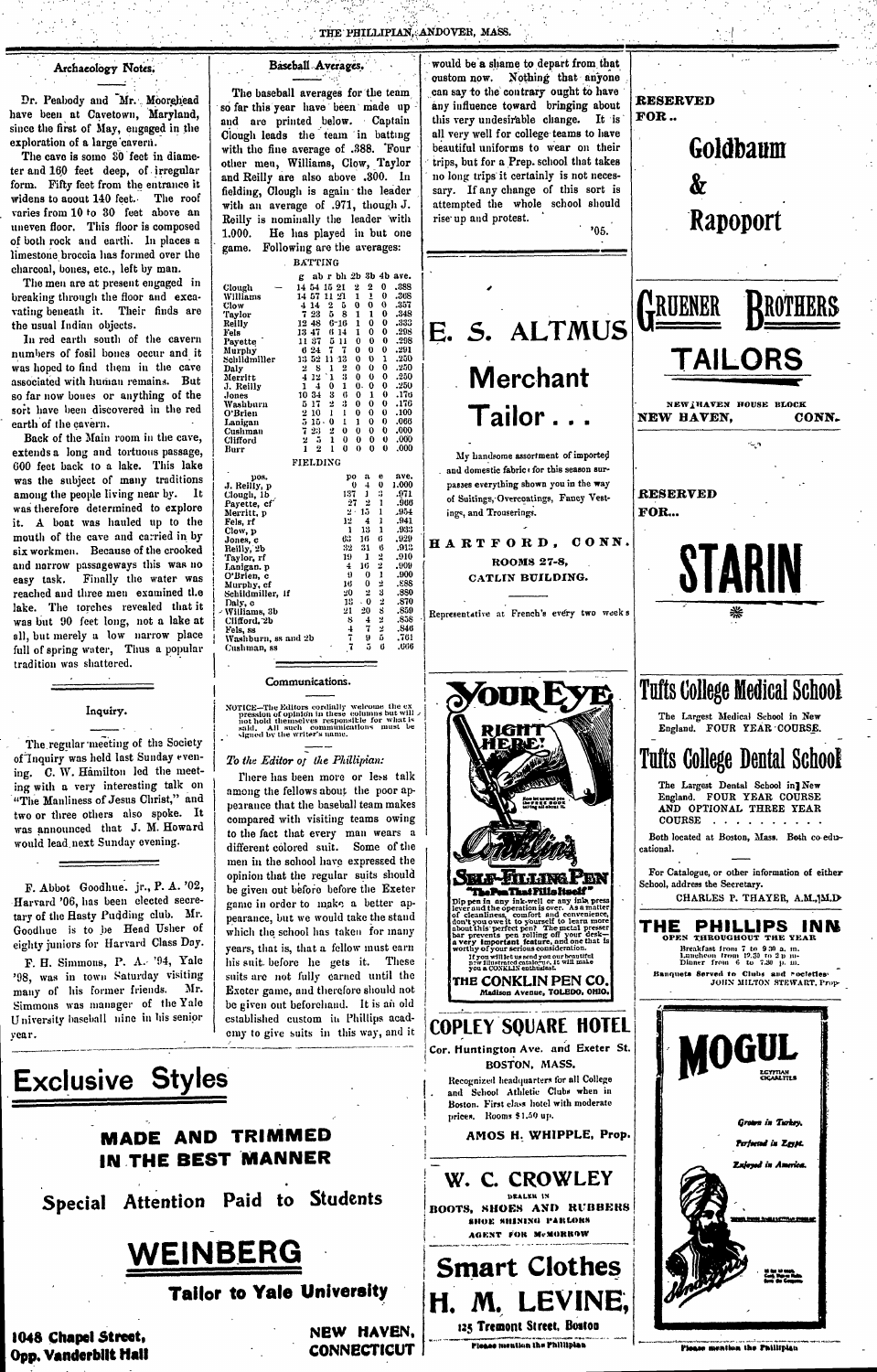## Archaeology Notes.

Dr. Peabody and Mr. Moorehead have been at Cavetown, Maryland, since the first of May, engaged in the exploration of a large cavern.

The cave is some 30 feet in diameter and 160 feet deep, of irregular form. Fifty feet from the entrance it widens to about 140 feet. The roof varies from 10 to 30 feet above an uneven floor. This floor is composed of both rock and earth. In places a limestone broccia has formed over the charcoal, bones, etc., left by man.

The men are at present engaged in breaking through the floor and excavating beneath it. Their finds are the usual Indian objects.

In red earth south of the cavern numbers of fosil bones occur and it was hoped to find them in the cave associated with human remains. But so far now bones or anything of the sort have been discovered in the red earth of the cavern.

Back of the Main room in the cave, extends a long and tortuous passage, 600 feet back to a lake. This lake was the subject of many traditions among the people living near by. It was therefore determined to explore it. A boat was hauled up to the mouth of the cave and carried in by six workmen. Because of the crooked and narrow passageways this was no easy task. Finally the water was reached and three men examined the lake. The torches revealed that it was but 90 feet long, not a lake at all, but merely a low narrow place full of spring water, Thus a popular tradition was shattered.

## Inquiry.

The regular meeting of the Society of Inquiry was held last Sunday evening. C. W. Hamilton led the meeting with a very interesting talk on "The Manliness of Jesus Christ," and two or three others also spoke. It was announced that J. M. Howard would lead next Sunday evening.

F. Abbot Goodhue. jr., P. A. '02, Harvard '06, has been elected secretary of the Hasty Pudding club. Mr. Goodhue is to be Head Usher of eighty juniors for Harvard Class Day.

F. H. Simmons, P. A. '94, Yale '98, was in town Saturday visiting many of his former friends. Mr. Simmons was manager of the Yale University baseball nine in his senior year.

## Baseball Averages.

The baseball averages for the team so far this year have been made up and are printed below. Captain Clough leads the team in batting with the fine average of .388. Four other men, Williams, Clow, Taylor and Reilly are also above .300. In fielding, Clough is again the leader with an average of .971, though J. Reilly is nominally the leader with 1.000. He has played in but one game. Following are the averages:

BATTING

| | g | ab | r | bh | 2b | 3b | 4b | ave. |
|---|---|---|---|---|---|---|---|---|
| Clough | 14 | 54 | 15 | 21 | 2 | 2 | 0 | .388 |
| Williams | 14 | 57 | 11 | 21 | 1 | 1 | 0 | .368 |
| Clow | 4 | 14 | 2 | 5 | 0 | 0 | 0 | .357 |
| Taylor | 7 | 23 | 5 | 8 | 1 | 1 | 0 | .348 |
| Reilly | 12 | 48 | 6 | 16 | 1 | 0 | 0 | .333 |
| Fels | 13 | 47 | 6 | 14 | 1 | 0 | 0 | .298 |
| Payette | 11 | 37 | 5 | 11 | 0 | 0 | 0 | .298 |
| Murphy | 6 | 24 | 7 | 7 | 0 | 0 | 0 | .291 |
| Schildmiller | 13 | 52 | 11 | 13 | 0 | 0 | 1 | .250 |
| Daly | 2 | 8 | 1 | 2 | 0 | 0 | 0 | .250 |
| Merritt | 4 | 12 | 1 | 3 | 0 | 0 | 0 | .250 |
| J. Reilly | 1 | 4 | 0 | 1 | 0 | 0 | 0 | .250 |
| Jones | 10 | 34 | 3 | 6 | 0 | 1 | 0 | .176 |
| Washburn | 5 | 17 | 2 | 3 | 0 | 0 | 0 | .176 |
| O'Brien | 2 | 10 | 1 | 1 | 0 | 0 | 0 | .100 |
| Lanigan | 5 | 15 | 0 | 1 | 1 | 0 | 0 | .066 |
| Cushman | 7 | 23 | 2 | 0 | 0 | 0 | 0 | .000 |
| Clifford | 2 | 5 | 1 | 0 | 0 | 0 | 0 | .000 |
| Burr | 1 | 2 | 1 | 0 | 0 | 0 | 0 | .000 |

FIELDING

| pos. | po | a | e | ave. |
|---|---|---|---|---|
| J. Reilly, p | 0 | 4 | 0 | 1.000 |
| Clough, 1b | 137 | 1 | 3 | .971 |
| Payette, cf | 27 | 2 | 1 | .966 |
| Merritt, p | 2 | 15 | 1 | .954 |
| Fels, rf | 12 | 4 | 1 | .941 |
| Clow, p | 1 | 13 | 1 | .933 |
| Jones, c | 63 | 16 | 6 | .929 |
| Reilly, 2b | 32 | 31 | 6 | .912 |
| Taylor, rf | 19 | 1 | 2 | .910 |
| Lanigan, p | 4 | 16 | 2 | .909 |
| O'Brien, c | 9 | 0 | 1 | .900 |
| Murphy, cf | 16 | 0 | 2 | .888 |
| Schildmiller, lf | 20 | 2 | 3 | .880 |
| Daly, c | 13 | 0 | 2 | .870 |
| Williams, 3b | 21 | 20 | 8 | .859 |
| Clifford, 2b | 8 | 4 | 2 | .858 |
| Fels, ss | 4 | 7 | 2 | .846 |
| Washburn, ss and 2b | 7 | 9 | 5 | .761 |
| Cushman, ss | 7 | 5 | 6 | .666 |

## Communications.

NOTICE—The Editors cordially welcome the expression of opinion in these columns but will not hold themselves responsible for what is said. All such communications must be signed by the writer's name.

*To the Editor of the Phillipian:*

There has been more or less talk among the fellows about the poor appearance that the baseball team makes compared with visiting teams owing to the fact that every man wears a different colored suit. Some of the men in the school have expressed the opinion that the regular suits should be given out before before the Exeter game in order to make a better appearance, but we would take the stand which the school has taken for many years, that is, that a fellow must earn his suit before he gets it. These suits are not fully earned until the Exeter game, and therefore should not be given out beforehand. It is an old established custom in Phillips academy to give suits in this way, and it would be a shame to depart from that custom now. Nothing that anyone can say to the contrary ought to have any influence toward bringing about this very undesirable change. It is all very well for college teams to have beautiful uniforms to wear on their trips, but for a Prep. school that takes no long trips it certainly is not necessary. If any change of this sort is attempted the whole school should rise up and protest.

'05.

# Exclusive Styles

## MADE AND TRIMMED IN THE BEST MANNER

### Special Attention Paid to Students

# WEINBERG

### Tailor to Yale University

**1048 Chapel Street, Opp. Vanderbilt Hall**

**NEW HAVEN, CONNECTICUT**

# E. S. ALTMUS

# Merchant Tailor . . .

My handsome assortment of imported and domestic fabrics for this season surpasses everything shown you in the way of Suitings, Overcoatings, Fancy Vestings, and Trouserings.

HARTFORD, CONN.

ROOMS 27-8, CATLIN BUILDING.

Representative at French's every two weeks

YOUR EYE RIGHT HERE!

Conklin's SELF-FILLING PEN "The Pen That Fills Itself"

Dip pen in any ink-well or any ink, press lever and the operation is over. As a matter of cleanliness, comfort and convenience, don't you owe it to yourself to learn more about this perfect pen? The metal presser bar prevents pen rolling off your desk—a very important feature, and one that is worthy of your serious consideration.

If you will let us send you our beautiful new illustrated catalogue, it will make you a CONKLIN enthusiast.

THE CONKLIN PEN CO. Madison Avenue, TOLEDO, OHIO.

# COPLEY SQUARE HOTEL

Cor. Huntington Ave. and Exeter St. BOSTON, MASS.

Recognized headquarters for all College and School Athletic Clubs when in Boston. First class hotel with moderate prices. Rooms $1.50 up.

AMOS H. WHIPPLE, Prop.

# W. C. CROWLEY

DEALER IN BOOTS, SHOES AND RUBBERS

SHOE SHINING PARLORS

AGENT FOR McMORROW

# Smart Clothes

# H. M. LEVINE,

125 Tremont Street, Boston

Please mention the Phillipian

RESERVED FOR..

# Goldbaum & Rapoport

# GRUENER BROTHERS TAILORS

NEW HAVEN HOUSE BLOCK

NEW HAVEN, CONN.

RESERVED FOR...

# STARIN

# Tufts College Medical School

The Largest Medical School in New England. FOUR YEAR COURSE.

# Tufts College Dental School

The Largest Dental School in New England. FOUR YEAR COURSE AND OPTIONAL THREE YEAR COURSE . . . . . . . .

Both located at Boston, Mass. Both co-educational.

For Catalogue, or other information of either School, address the Secretary.

CHARLES P. THAYER, A.M., M.D.

# THE PHILLIPS INN

OPEN THROUGHOUT THE YEAR

Breakfast from 7 to 9.30 a. m.
Luncheon from 12.30 to 2 p. m.
Dinner from 6 to 7.30 p. m.

Banquets Served to Clubs and Societies. JOHN MILTON STEWART, Prop.

# MOGUL

EGYPTIAN CIGARETTES

*Grown in Turkey.*

*Perfected in Egypt.*

*Enjoyed in America.*

Please mention the Phillipian